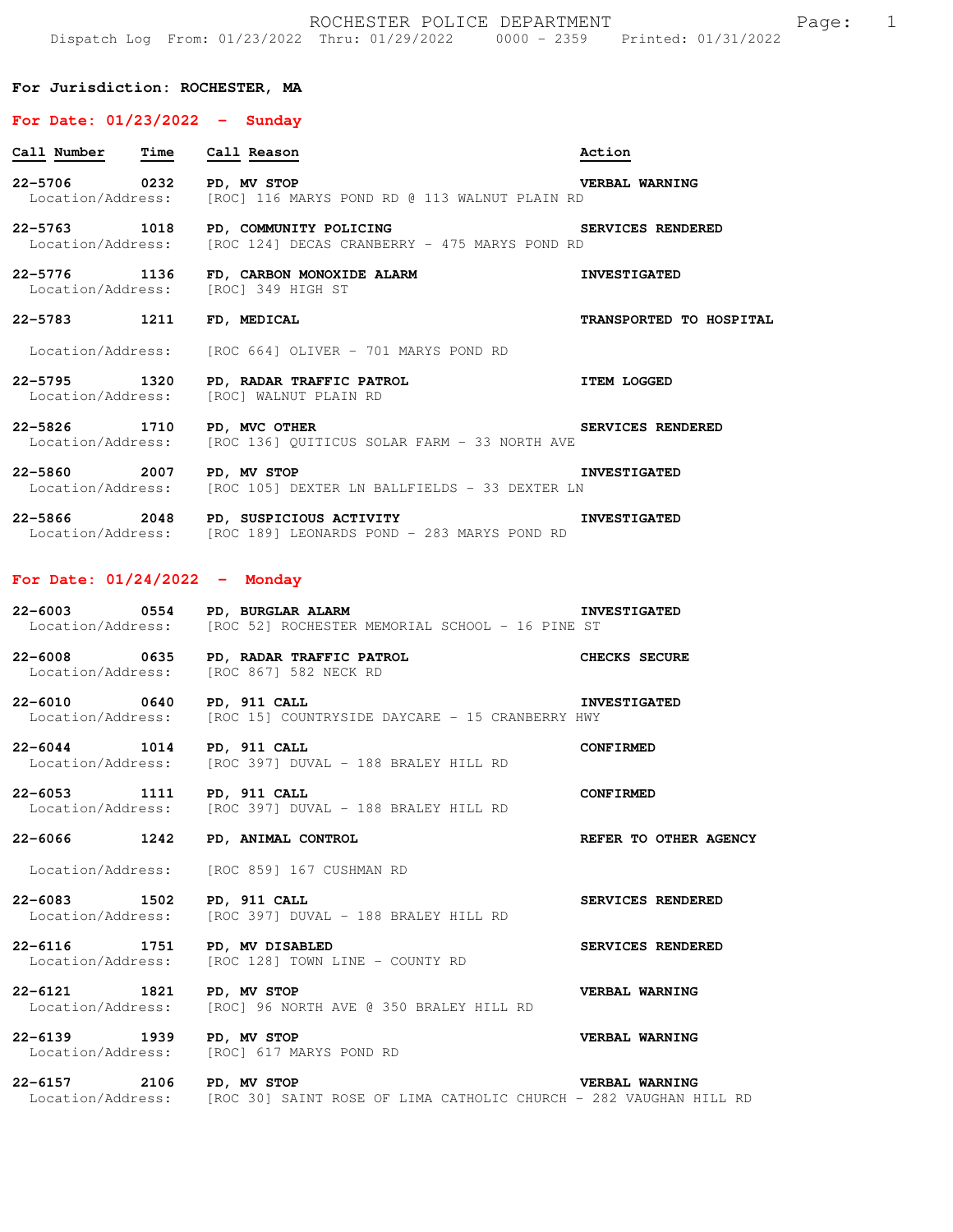# ROCHESTER POLICE DEPARTMENT

Dispatch Log From: 01/23/2022 Thru: 01/29/2022 0000 - 2359 Printed: 01/31/2022

**For Jurisdiction: ROCHESTER, MA**

## For Date: 01/23/2022 - Sunday

| Call Number | Time | Call Reason | Action |
|---|---|---|---|
| 22-5706 | 0232 | PD, MV STOP | VERBAL WARNING |
| Location/Address: | | [ROC] 116 MARYS POND RD @ 113 WALNUT PLAIN RD | |
| 22-5763 | 1018 | PD, COMMUNITY POLICING | SERVICES RENDERED |
| Location/Address: | | [ROC 124] DECAS CRANBERRY - 475 MARYS POND RD | |
| 22-5776 | 1136 | FD, CARBON MONOXIDE ALARM | INVESTIGATED |
| Location/Address: | | [ROC] 349 HIGH ST | |
| 22-5783 | 1211 | FD, MEDICAL | TRANSPORTED TO HOSPITAL |
| Location/Address: | | [ROC 664] OLIVER - 701 MARYS POND RD | |
| 22-5795 | 1320 | PD, RADAR TRAFFIC PATROL | ITEM LOGGED |
| Location/Address: | | [ROC] WALNUT PLAIN RD | |
| 22-5826 | 1710 | PD, MVC OTHER | SERVICES RENDERED |
| Location/Address: | | [ROC 136] QUITICUS SOLAR FARM - 33 NORTH AVE | |
| 22-5860 | 2007 | PD, MV STOP | INVESTIGATED |
| Location/Address: | | [ROC 105] DEXTER LN BALLFIELDS - 33 DEXTER LN | |
| 22-5866 | 2048 | PD, SUSPICIOUS ACTIVITY | INVESTIGATED |
| Location/Address: | | [ROC 189] LEONARDS POND - 283 MARYS POND RD | |

## For Date: 01/24/2022 - Monday

| Call Number | Time | Call Reason | Action |
|---|---|---|---|
| 22-6003 | 0554 | PD, BURGLAR ALARM | INVESTIGATED |
| Location/Address: | | [ROC 52] ROCHESTER MEMORIAL SCHOOL - 16 PINE ST | |
| 22-6008 | 0635 | PD, RADAR TRAFFIC PATROL | CHECKS SECURE |
| Location/Address: | | [ROC 867] 582 NECK RD | |
| 22-6010 | 0640 | PD, 911 CALL | INVESTIGATED |
| Location/Address: | | [ROC 15] COUNTRYSIDE DAYCARE - 15 CRANBERRY HWY | |
| 22-6044 | 1014 | PD, 911 CALL | CONFIRMED |
| Location/Address: | | [ROC 397] DUVAL - 188 BRALEY HILL RD | |
| 22-6053 | 1111 | PD, 911 CALL | CONFIRMED |
| Location/Address: | | [ROC 397] DUVAL - 188 BRALEY HILL RD | |
| 22-6066 | 1242 | PD, ANIMAL CONTROL | REFER TO OTHER AGENCY |
| Location/Address: | | [ROC 859] 167 CUSHMAN RD | |
| 22-6083 | 1502 | PD, 911 CALL | SERVICES RENDERED |
| Location/Address: | | [ROC 397] DUVAL - 188 BRALEY HILL RD | |
| 22-6116 | 1751 | PD, MV DISABLED | SERVICES RENDERED |
| Location/Address: | | [ROC 128] TOWN LINE - COUNTY RD | |
| 22-6121 | 1821 | PD, MV STOP | VERBAL WARNING |
| Location/Address: | | [ROC] 96 NORTH AVE @ 350 BRALEY HILL RD | |
| 22-6139 | 1939 | PD, MV STOP | VERBAL WARNING |
| Location/Address: | | [ROC] 617 MARYS POND RD | |
| 22-6157 | 2106 | PD, MV STOP | VERBAL WARNING |
| Location/Address: | | [ROC 30] SAINT ROSE OF LIMA CATHOLIC CHURCH - 282 VAUGHAN HILL RD | |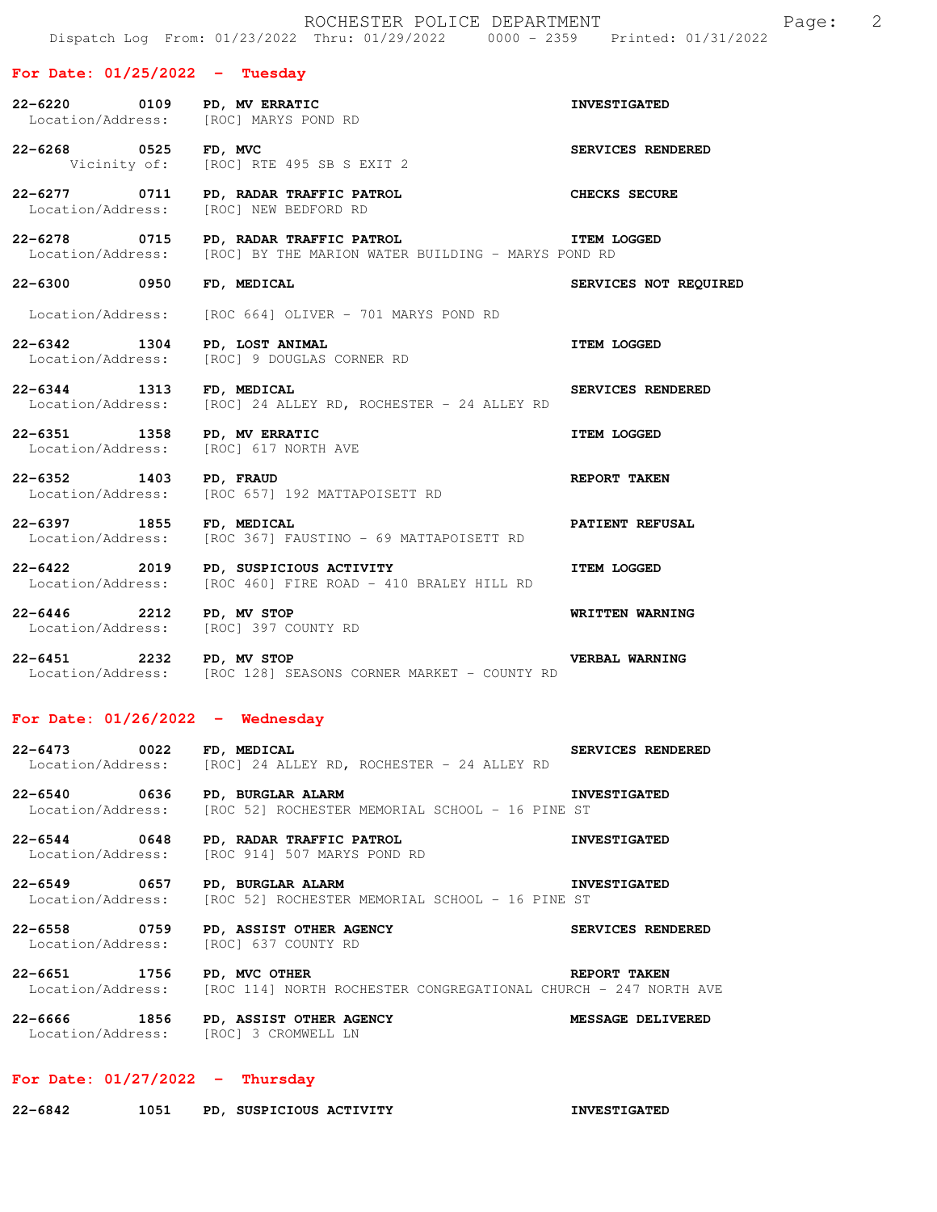## For Date: 01/25/2022 - Tuesday

**22-6220 0109 PD, MV ERRATIC** — **INVESTIGATED**
Location/Address: [ROC] MARYS POND RD

**22-6268 0525 FD, MVC** — **SERVICES RENDERED**
Vicinity of: [ROC] RTE 495 SB S EXIT 2

**22-6277 0711 PD, RADAR TRAFFIC PATROL** — **CHECKS SECURE**
Location/Address: [ROC] NEW BEDFORD RD

**22-6278 0715 PD, RADAR TRAFFIC PATROL** — **ITEM LOGGED**
Location/Address: [ROC] BY THE MARION WATER BUILDING - MARYS POND RD

**22-6300 0950 FD, MEDICAL** — **SERVICES NOT REQUIRED**
Location/Address: [ROC 664] OLIVER - 701 MARYS POND RD

**22-6342 1304 PD, LOST ANIMAL** — **ITEM LOGGED**
Location/Address: [ROC] 9 DOUGLAS CORNER RD

**22-6344 1313 FD, MEDICAL** — **SERVICES RENDERED**
Location/Address: [ROC] 24 ALLEY RD, ROCHESTER - 24 ALLEY RD

**22-6351 1358 PD, MV ERRATIC** — **ITEM LOGGED**
Location/Address: [ROC] 617 NORTH AVE

**22-6352 1403 PD, FRAUD** — **REPORT TAKEN**
Location/Address: [ROC 657] 192 MATTAPOISETT RD

**22-6397 1855 FD, MEDICAL** — **PATIENT REFUSAL**
Location/Address: [ROC 367] FAUSTINO - 69 MATTAPOISETT RD

**22-6422 2019 PD, SUSPICIOUS ACTIVITY** — **ITEM LOGGED**
Location/Address: [ROC 460] FIRE ROAD - 410 BRALEY HILL RD

**22-6446 2212 PD, MV STOP** — **WRITTEN WARNING**
Location/Address: [ROC] 397 COUNTY RD

**22-6451 2232 PD, MV STOP** — **VERBAL WARNING**
Location/Address: [ROC 128] SEASONS CORNER MARKET - COUNTY RD

## For Date: 01/26/2022 - Wednesday

**22-6473 0022 FD, MEDICAL** — **SERVICES RENDERED**
Location/Address: [ROC] 24 ALLEY RD, ROCHESTER - 24 ALLEY RD

**22-6540 0636 PD, BURGLAR ALARM** — **INVESTIGATED**
Location/Address: [ROC 52] ROCHESTER MEMORIAL SCHOOL - 16 PINE ST

**22-6544 0648 PD, RADAR TRAFFIC PATROL** — **INVESTIGATED**
Location/Address: [ROC 914] 507 MARYS POND RD

**22-6549 0657 PD, BURGLAR ALARM** — **INVESTIGATED**
Location/Address: [ROC 52] ROCHESTER MEMORIAL SCHOOL - 16 PINE ST

**22-6558 0759 PD, ASSIST OTHER AGENCY** — **SERVICES RENDERED**
Location/Address: [ROC] 637 COUNTY RD

**22-6651 1756 PD, MVC OTHER** — **REPORT TAKEN**
Location/Address: [ROC 114] NORTH ROCHESTER CONGREGATIONAL CHURCH - 247 NORTH AVE

**22-6666 1856 PD, ASSIST OTHER AGENCY** — **MESSAGE DELIVERED**
Location/Address: [ROC] 3 CROMWELL LN

## For Date: 01/27/2022 - Thursday

**22-6842 1051 PD, SUSPICIOUS ACTIVITY** — **INVESTIGATED**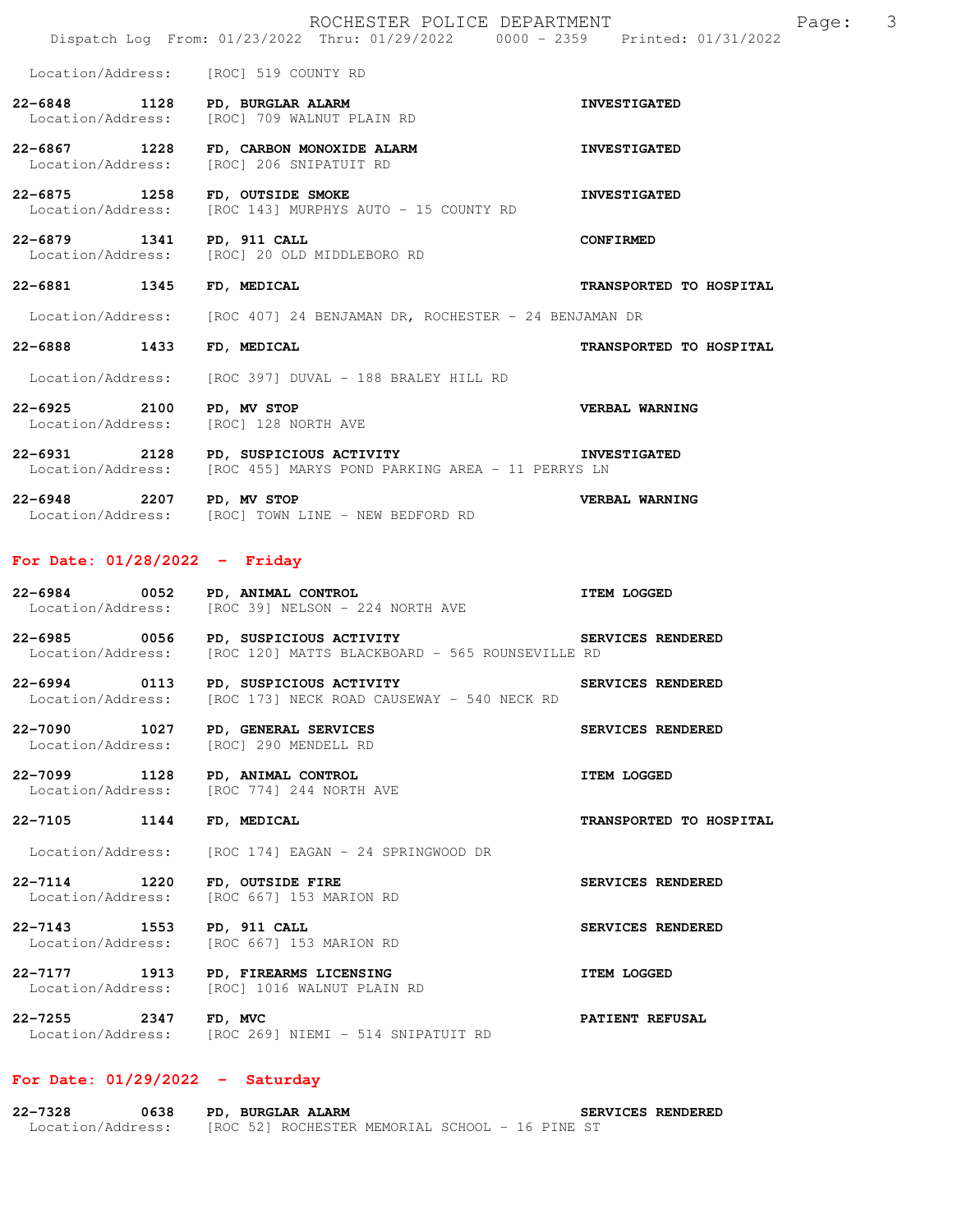Location/Address: [ROC] 519 COUNTY RD

**22-6848 1128 PD, BURGLAR ALARM** — **INVESTIGATED**
Location/Address: [ROC] 709 WALNUT PLAIN RD

**22-6867 1228 FD, CARBON MONOXIDE ALARM** — **INVESTIGATED**
Location/Address: [ROC] 206 SNIPATUIT RD

**22-6875 1258 FD, OUTSIDE SMOKE** — **INVESTIGATED**
Location/Address: [ROC 143] MURPHYS AUTO - 15 COUNTY RD

**22-6879 1341 PD, 911 CALL** — **CONFIRMED**
Location/Address: [ROC] 20 OLD MIDDLEBORO RD

**22-6881 1345 FD, MEDICAL** — **TRANSPORTED TO HOSPITAL**
Location/Address: [ROC 407] 24 BENJAMAN DR, ROCHESTER - 24 BENJAMAN DR

**22-6888 1433 FD, MEDICAL** — **TRANSPORTED TO HOSPITAL**
Location/Address: [ROC 397] DUVAL - 188 BRALEY HILL RD

**22-6925 2100 PD, MV STOP** — **VERBAL WARNING**
Location/Address: [ROC] 128 NORTH AVE

**22-6931 2128 PD, SUSPICIOUS ACTIVITY** — **INVESTIGATED**
Location/Address: [ROC 455] MARYS POND PARKING AREA - 11 PERRYS LN

**22-6948 2207 PD, MV STOP** — **VERBAL WARNING**
Location/Address: [ROC] TOWN LINE - NEW BEDFORD RD

## For Date: 01/28/2022 - Friday

**22-6984 0052 PD, ANIMAL CONTROL** — **ITEM LOGGED**
Location/Address: [ROC 39] NELSON - 224 NORTH AVE

**22-6985 0056 PD, SUSPICIOUS ACTIVITY** — **SERVICES RENDERED**
Location/Address: [ROC 120] MATTS BLACKBOARD - 565 ROUNSEVILLE RD

**22-6994 0113 PD, SUSPICIOUS ACTIVITY** — **SERVICES RENDERED**
Location/Address: [ROC 173] NECK ROAD CAUSEWAY - 540 NECK RD

**22-7090 1027 PD, GENERAL SERVICES** — **SERVICES RENDERED**
Location/Address: [ROC] 290 MENDELL RD

**22-7099 1128 PD, ANIMAL CONTROL** — **ITEM LOGGED**
Location/Address: [ROC 774] 244 NORTH AVE

**22-7105 1144 FD, MEDICAL** — **TRANSPORTED TO HOSPITAL**
Location/Address: [ROC 174] EAGAN - 24 SPRINGWOOD DR

**22-7114 1220 FD, OUTSIDE FIRE** — **SERVICES RENDERED**
Location/Address: [ROC 667] 153 MARION RD

**22-7143 1553 PD, 911 CALL** — **SERVICES RENDERED**
Location/Address: [ROC 667] 153 MARION RD

**22-7177 1913 PD, FIREARMS LICENSING** — **ITEM LOGGED**
Location/Address: [ROC] 1016 WALNUT PLAIN RD

**22-7255 2347 FD, MVC** — **PATIENT REFUSAL**
Location/Address: [ROC 269] NIEMI - 514 SNIPATUIT RD

## For Date: 01/29/2022 - Saturday

**22-7328 0638 PD, BURGLAR ALARM** — **SERVICES RENDERED**
Location/Address: [ROC 52] ROCHESTER MEMORIAL SCHOOL - 16 PINE ST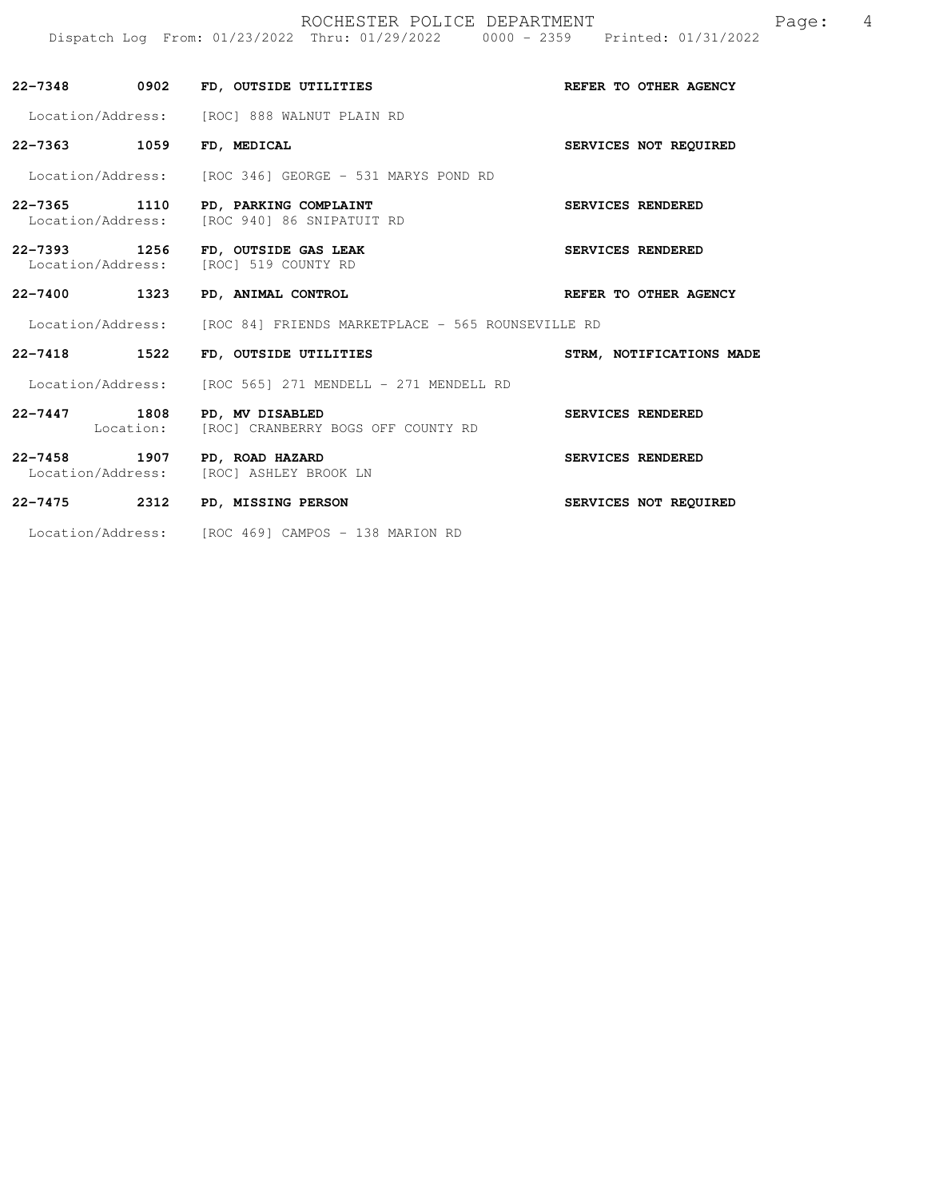**22-7348 0902 FD, OUTSIDE UTILITIES** **REFER TO OTHER AGENCY**

Location/Address: [ROC] 888 WALNUT PLAIN RD

**22-7363 1059 FD, MEDICAL** **SERVICES NOT REQUIRED**

Location/Address: [ROC 346] GEORGE - 531 MARYS POND RD

**22-7365 1110 PD, PARKING COMPLAINT** **SERVICES RENDERED**
Location/Address: [ROC 940] 86 SNIPATUIT RD

**22-7393 1256 FD, OUTSIDE GAS LEAK** **SERVICES RENDERED**
Location/Address: [ROC] 519 COUNTY RD

**22-7400 1323 PD, ANIMAL CONTROL** **REFER TO OTHER AGENCY**

Location/Address: [ROC 84] FRIENDS MARKETPLACE - 565 ROUNSEVILLE RD

**22-7418 1522 FD, OUTSIDE UTILITIES** **STRM, NOTIFICATIONS MADE**

Location/Address: [ROC 565] 271 MENDELL - 271 MENDELL RD

**22-7447 1808 PD, MV DISABLED** **SERVICES RENDERED**
Location: [ROC] CRANBERRY BOGS OFF COUNTY RD

**22-7458 1907 PD, ROAD HAZARD** **SERVICES RENDERED**
Location/Address: [ROC] ASHLEY BROOK LN

**22-7475 2312 PD, MISSING PERSON** **SERVICES NOT REQUIRED**

Location/Address: [ROC 469] CAMPOS - 138 MARION RD